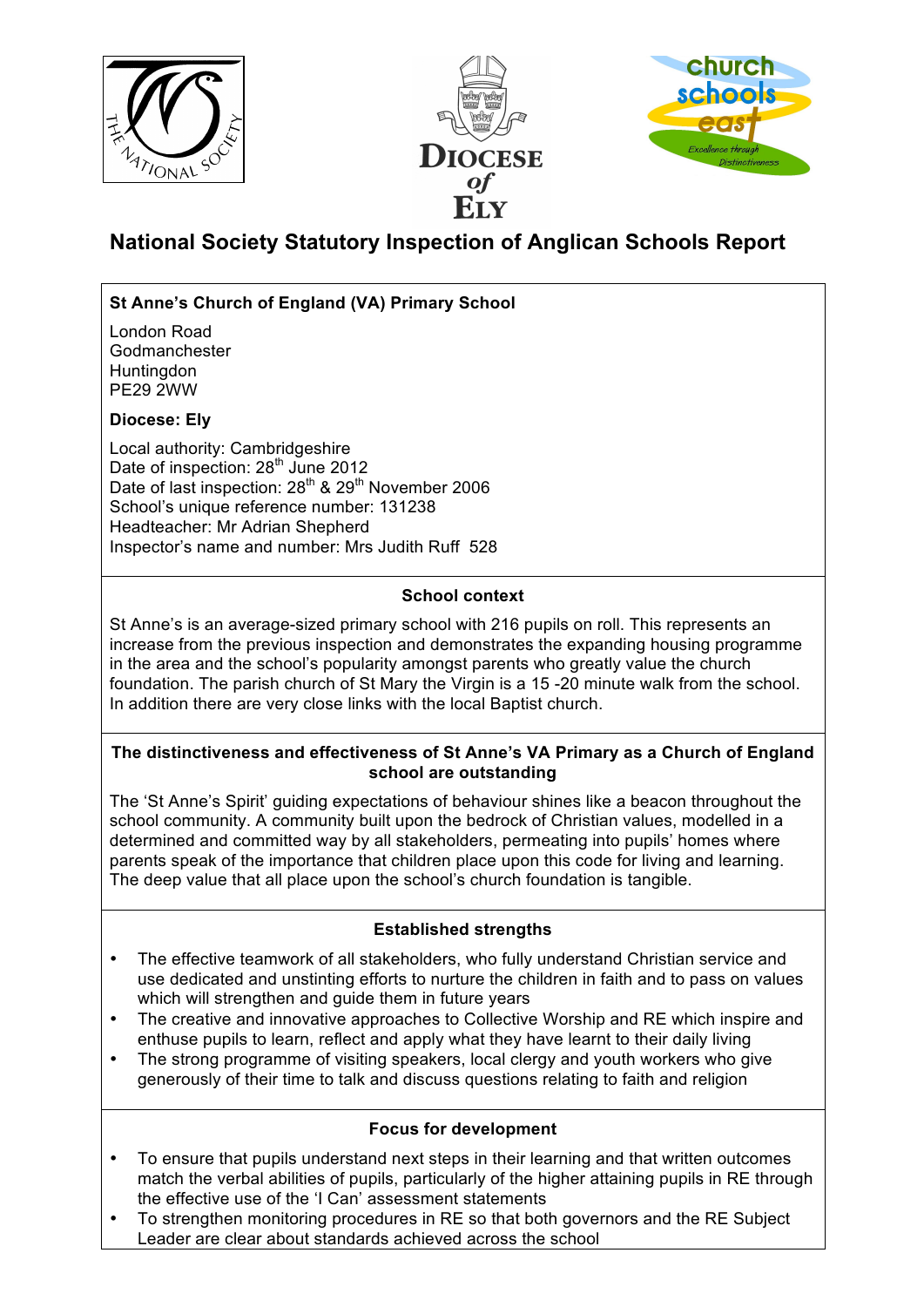# National Society Statutory Inspection of Anglican Schools Report

**St Anne's Church of England (VA) Primary School**

London Road
Godmanchester
Huntingdon
PE29 2WW

**Diocese: Ely**

Local authority: Cambridgeshire
Date of inspection: 28th June 2012
Date of last inspection: 28th & 29th November 2006
School's unique reference number: 131238
Headteacher: Mr Adrian Shepherd
Inspector's name and number: Mrs Judith Ruff 528

## School context

St Anne's is an average-sized primary school with 216 pupils on roll. This represents an increase from the previous inspection and demonstrates the expanding housing programme in the area and the school's popularity amongst parents who greatly value the church foundation. The parish church of St Mary the Virgin is a 15 -20 minute walk from the school. In addition there are very close links with the local Baptist church.

## The distinctiveness and effectiveness of St Anne's VA Primary as a Church of England school are outstanding

The 'St Anne's Spirit' guiding expectations of behaviour shines like a beacon throughout the school community. A community built upon the bedrock of Christian values, modelled in a determined and committed way by all stakeholders, permeating into pupils' homes where parents speak of the importance that children place upon this code for living and learning. The deep value that all place upon the school's church foundation is tangible.

## Established strengths

- The effective teamwork of all stakeholders, who fully understand Christian service and use dedicated and unstinting efforts to nurture the children in faith and to pass on values which will strengthen and guide them in future years
- The creative and innovative approaches to Collective Worship and RE which inspire and enthuse pupils to learn, reflect and apply what they have learnt to their daily living
- The strong programme of visiting speakers, local clergy and youth workers who give generously of their time to talk and discuss questions relating to faith and religion

## Focus for development

- To ensure that pupils understand next steps in their learning and that written outcomes match the verbal abilities of pupils, particularly of the higher attaining pupils in RE through the effective use of the 'I Can' assessment statements
- To strengthen monitoring procedures in RE so that both governors and the RE Subject Leader are clear about standards achieved across the school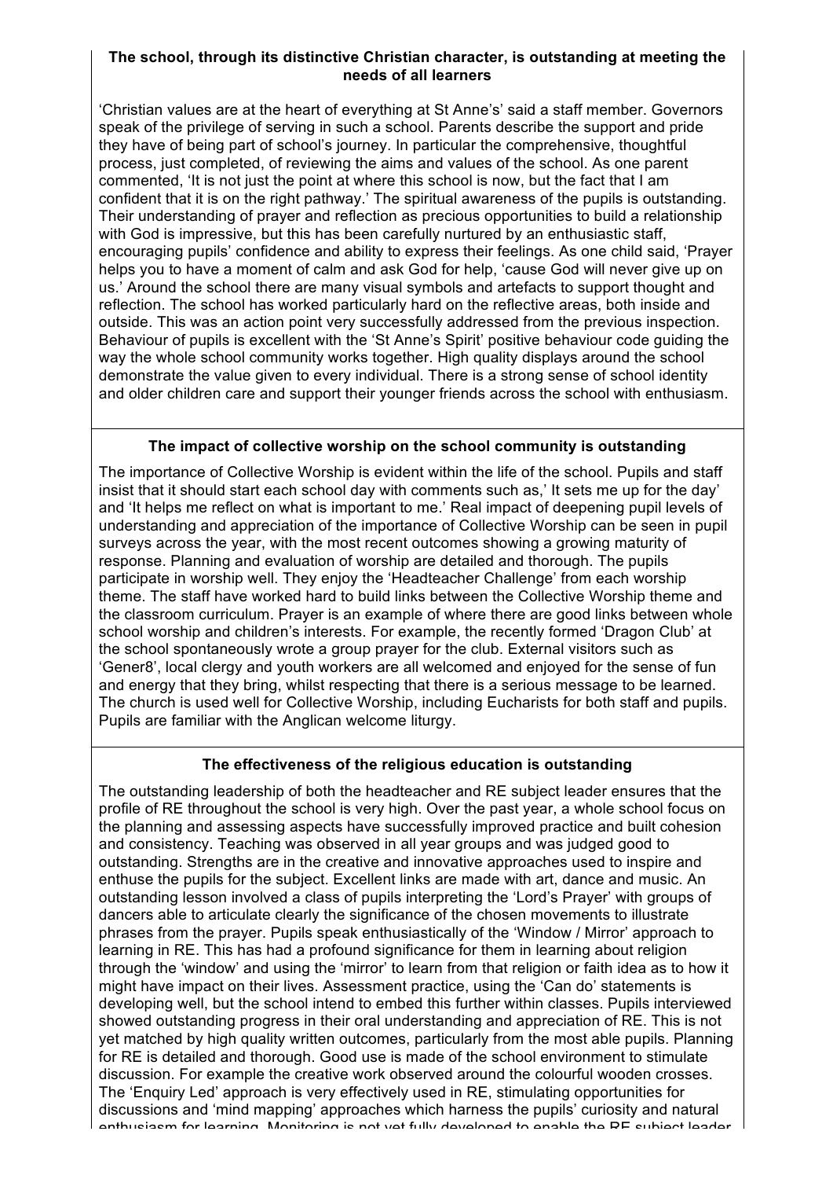### The school, through its distinctive Christian character, is outstanding at meeting the needs of all learners

'Christian values are at the heart of everything at St Anne's' said a staff member. Governors speak of the privilege of serving in such a school. Parents describe the support and pride they have of being part of school's journey. In particular the comprehensive, thoughtful process, just completed, of reviewing the aims and values of the school. As one parent commented, 'It is not just the point at where this school is now, but the fact that I am confident that it is on the right pathway.' The spiritual awareness of the pupils is outstanding. Their understanding of prayer and reflection as precious opportunities to build a relationship with God is impressive, but this has been carefully nurtured by an enthusiastic staff, encouraging pupils' confidence and ability to express their feelings. As one child said, 'Prayer helps you to have a moment of calm and ask God for help, 'cause God will never give up on us.' Around the school there are many visual symbols and artefacts to support thought and reflection. The school has worked particularly hard on the reflective areas, both inside and outside. This was an action point very successfully addressed from the previous inspection. Behaviour of pupils is excellent with the 'St Anne's Spirit' positive behaviour code guiding the way the whole school community works together. High quality displays around the school demonstrate the value given to every individual. There is a strong sense of school identity and older children care and support their younger friends across the school with enthusiasm.

### The impact of collective worship on the school community is outstanding

The importance of Collective Worship is evident within the life of the school. Pupils and staff insist that it should start each school day with comments such as,' It sets me up for the day' and 'It helps me reflect on what is important to me.' Real impact of deepening pupil levels of understanding and appreciation of the importance of Collective Worship can be seen in pupil surveys across the year, with the most recent outcomes showing a growing maturity of response. Planning and evaluation of worship are detailed and thorough. The pupils participate in worship well. They enjoy the 'Headteacher Challenge' from each worship theme. The staff have worked hard to build links between the Collective Worship theme and the classroom curriculum. Prayer is an example of where there are good links between whole school worship and children's interests. For example, the recently formed 'Dragon Club' at the school spontaneously wrote a group prayer for the club. External visitors such as 'Gener8', local clergy and youth workers are all welcomed and enjoyed for the sense of fun and energy that they bring, whilst respecting that there is a serious message to be learned. The church is used well for Collective Worship, including Eucharists for both staff and pupils. Pupils are familiar with the Anglican welcome liturgy.

### The effectiveness of the religious education is outstanding

The outstanding leadership of both the headteacher and RE subject leader ensures that the profile of RE throughout the school is very high. Over the past year, a whole school focus on the planning and assessing aspects have successfully improved practice and built cohesion and consistency. Teaching was observed in all year groups and was judged good to outstanding. Strengths are in the creative and innovative approaches used to inspire and enthuse the pupils for the subject. Excellent links are made with art, dance and music. An outstanding lesson involved a class of pupils interpreting the 'Lord's Prayer' with groups of dancers able to articulate clearly the significance of the chosen movements to illustrate phrases from the prayer. Pupils speak enthusiastically of the 'Window / Mirror' approach to learning in RE. This has had a profound significance for them in learning about religion through the 'window' and using the 'mirror' to learn from that religion or faith idea as to how it might have impact on their lives. Assessment practice, using the 'Can do' statements is developing well, but the school intend to embed this further within classes. Pupils interviewed showed outstanding progress in their oral understanding and appreciation of RE. This is not yet matched by high quality written outcomes, particularly from the most able pupils. Planning for RE is detailed and thorough. Good use is made of the school environment to stimulate discussion. For example the creative work observed around the colourful wooden crosses. The 'Enquiry Led' approach is very effectively used in RE, stimulating opportunities for discussions and 'mind mapping' approaches which harness the pupils' curiosity and natural enthusiasm for learning. Monitoring is not yet fully developed to enable the RE subject leader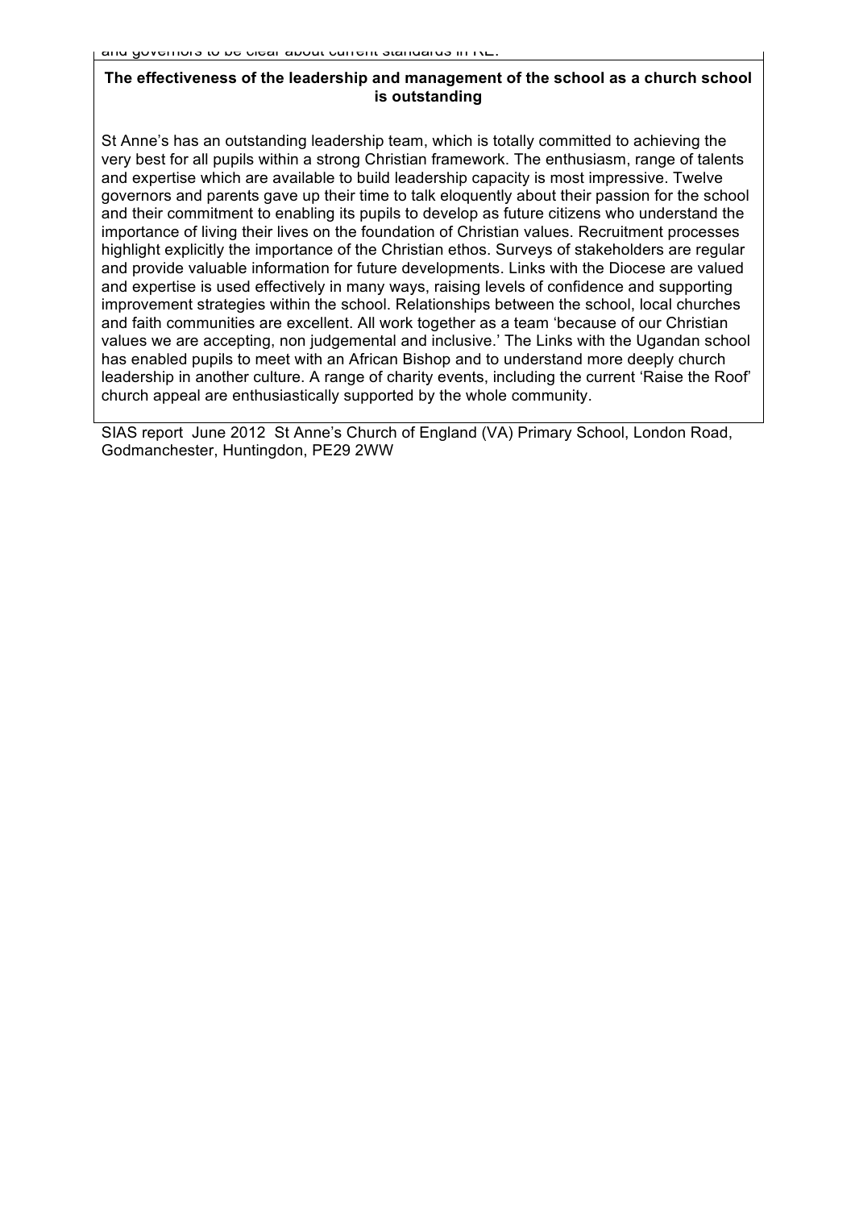and governors to be clear about current standards in RE.

**The effectiveness of the leadership and management of the school as a church school is outstanding**

St Anne's has an outstanding leadership team, which is totally committed to achieving the very best for all pupils within a strong Christian framework. The enthusiasm, range of talents and expertise which are available to build leadership capacity is most impressive. Twelve governors and parents gave up their time to talk eloquently about their passion for the school and their commitment to enabling its pupils to develop as future citizens who understand the importance of living their lives on the foundation of Christian values. Recruitment processes highlight explicitly the importance of the Christian ethos. Surveys of stakeholders are regular and provide valuable information for future developments. Links with the Diocese are valued and expertise is used effectively in many ways, raising levels of confidence and supporting improvement strategies within the school. Relationships between the school, local churches and faith communities are excellent. All work together as a team 'because of our Christian values we are accepting, non judgemental and inclusive.' The Links with the Ugandan school has enabled pupils to meet with an African Bishop and to understand more deeply church leadership in another culture. A range of charity events, including the current 'Raise the Roof' church appeal are enthusiastically supported by the whole community.

SIAS report June 2012 St Anne's Church of England (VA) Primary School, London Road, Godmanchester, Huntingdon, PE29 2WW